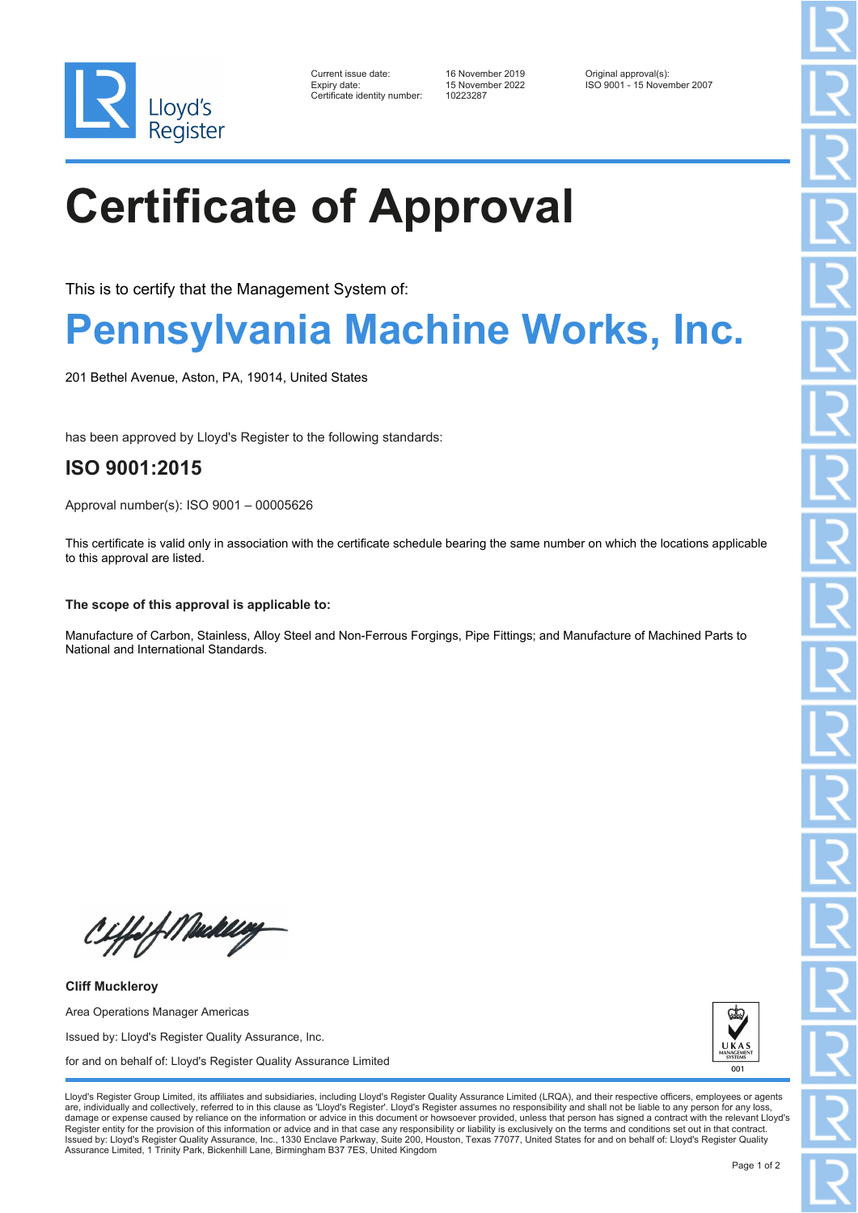Lloyd's Register

Current issue date: 16 November 2019
Expiry date: 15 November 2022
Certificate identity number: 10223287

Original approval(s):
ISO 9001 - 15 November 2007

# Certificate of Approval

This is to certify that the Management System of:

## Pennsylvania Machine Works, Inc.

201 Bethel Avenue, Aston, PA, 19014, United States

has been approved by Lloyd's Register to the following standards:

### ISO 9001:2015

Approval number(s): ISO 9001 – 00005626

This certificate is valid only in association with the certificate schedule bearing the same number on which the locations applicable to this approval are listed.

**The scope of this approval is applicable to:**

Manufacture of Carbon, Stainless, Alloy Steel and Non-Ferrous Forgings, Pipe Fittings; and Manufacture of Machined Parts to National and International Standards.

**Cliff Muckleroy**

Area Operations Manager Americas

Issued by: Lloyd's Register Quality Assurance, Inc.

for and on behalf of: Lloyd's Register Quality Assurance Limited

UKAS MANAGEMENT SYSTEMS 001

Lloyd's Register Group Limited, its affiliates and subsidiaries, including Lloyd's Register Quality Assurance Limited (LRQA), and their respective officers, employees or agents are, individually and collectively, referred to in this clause as 'Lloyd's Register'. Lloyd's Register assumes no responsibility and shall not be liable to any person for any loss, damage or expense caused by reliance on the information or advice in this document or howsoever provided, unless that person has signed a contract with the relevant Lloyd's Register entity for the provision of this information or advice and in that case any responsibility or liability is exclusively on the terms and conditions set out in that contract.
Issued by: Lloyd's Register Quality Assurance, Inc., 1330 Enclave Parkway, Suite 200, Houston, Texas 77077, United States for and on behalf of: Lloyd's Register Quality Assurance Limited, 1 Trinity Park, Bickenhill Lane, Birmingham B37 7ES, United Kingdom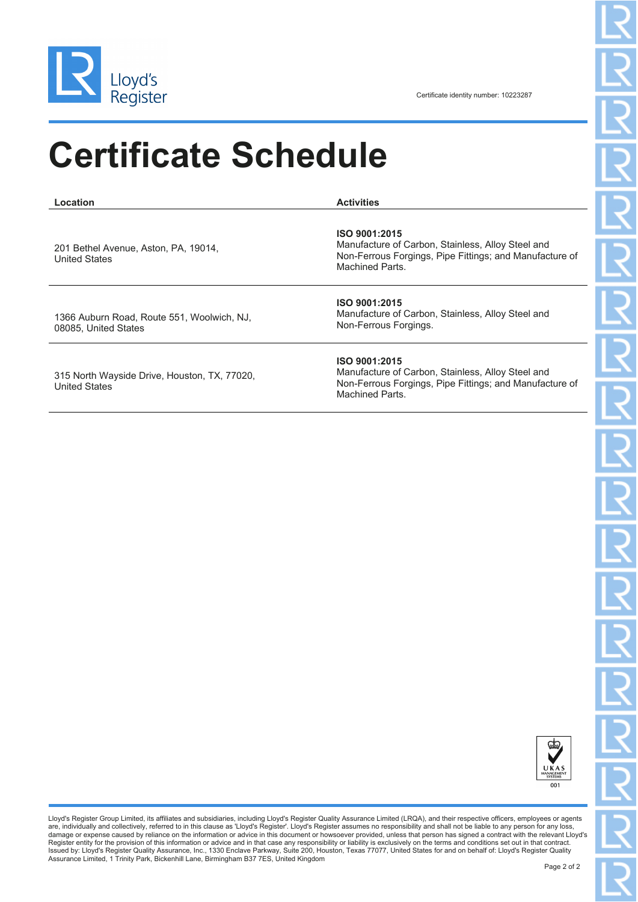Lloyd's Register

Certificate identity number: 10223287

# Certificate Schedule

| Location | Activities |
|---|---|
| 201 Bethel Avenue, Aston, PA, 19014, United States | **ISO 9001:2015** Manufacture of Carbon, Stainless, Alloy Steel and Non-Ferrous Forgings, Pipe Fittings; and Manufacture of Machined Parts. |
| 1366 Auburn Road, Route 551, Woolwich, NJ, 08085, United States | **ISO 9001:2015** Manufacture of Carbon, Stainless, Alloy Steel and Non-Ferrous Forgings. |
| 315 North Wayside Drive, Houston, TX, 77020, United States | **ISO 9001:2015** Manufacture of Carbon, Stainless, Alloy Steel and Non-Ferrous Forgings, Pipe Fittings; and Manufacture of Machined Parts. |

UKAS MANAGEMENT SYSTEMS 001

Lloyd's Register Group Limited, its affiliates and subsidiaries, including Lloyd's Register Quality Assurance Limited (LRQA), and their respective officers, employees or agents are, individually and collectively, referred to in this clause as 'Lloyd's Register'. Lloyd's Register assumes no responsibility and shall not be liable to any person for any loss, damage or expense caused by reliance on the information or advice in this document or howsoever provided, unless that person has signed a contract with the relevant Lloyd's Register entity for the provision of this information or advice and in that case any responsibility or liability is exclusively on the terms and conditions set out in that contract.
Issued by: Lloyd's Register Quality Assurance, Inc., 1330 Enclave Parkway, Suite 200, Houston, Texas 77077, United States for and on behalf of: Lloyd's Register Quality Assurance Limited, 1 Trinity Park, Bickenhill Lane, Birmingham B37 7ES, United Kingdom